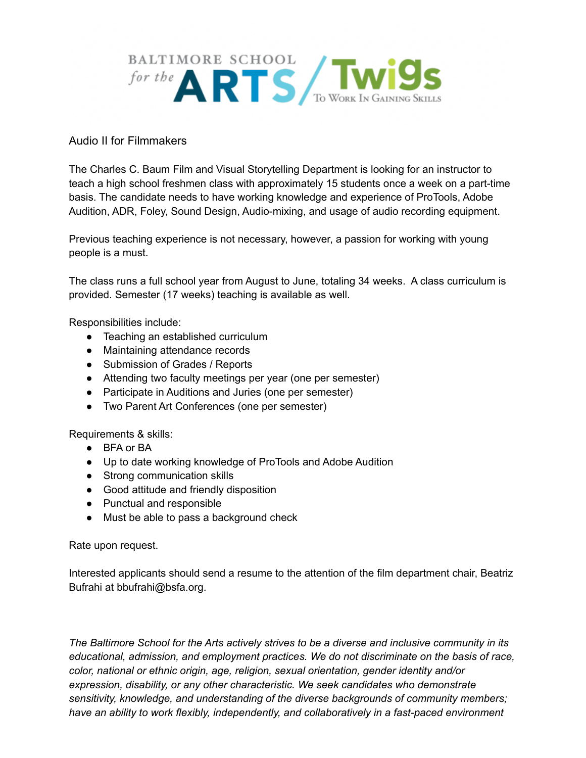BALTIMORE SCHOOL for the ARTS / TWIGS To Work In Gaining Skills

Audio II for Filmmakers

The Charles C. Baum Film and Visual Storytelling Department is looking for an instructor to teach a high school freshmen class with approximately 15 students once a week on a part-time basis. The candidate needs to have working knowledge and experience of ProTools, Adobe Audition, ADR, Foley, Sound Design, Audio-mixing, and usage of audio recording equipment.

Previous teaching experience is not necessary, however, a passion for working with young people is a must.

The class runs a full school year from August to June, totaling 34 weeks. A class curriculum is provided. Semester (17 weeks) teaching is available as well.

Responsibilities include:

- Teaching an established curriculum
- Maintaining attendance records
- Submission of Grades / Reports
- Attending two faculty meetings per year (one per semester)
- Participate in Auditions and Juries (one per semester)
- Two Parent Art Conferences (one per semester)

Requirements & skills:

- BFA or BA
- Up to date working knowledge of ProTools and Adobe Audition
- Strong communication skills
- Good attitude and friendly disposition
- Punctual and responsible
- Must be able to pass a background check

Rate upon request.

Interested applicants should send a resume to the attention of the film department chair, Beatriz Bufrahi at bbufrahi@bsfa.org.

*The Baltimore School for the Arts actively strives to be a diverse and inclusive community in its educational, admission, and employment practices. We do not discriminate on the basis of race, color, national or ethnic origin, age, religion, sexual orientation, gender identity and/or expression, disability, or any other characteristic. We seek candidates who demonstrate sensitivity, knowledge, and understanding of the diverse backgrounds of community members; have an ability to work flexibly, independently, and collaboratively in a fast-paced environment*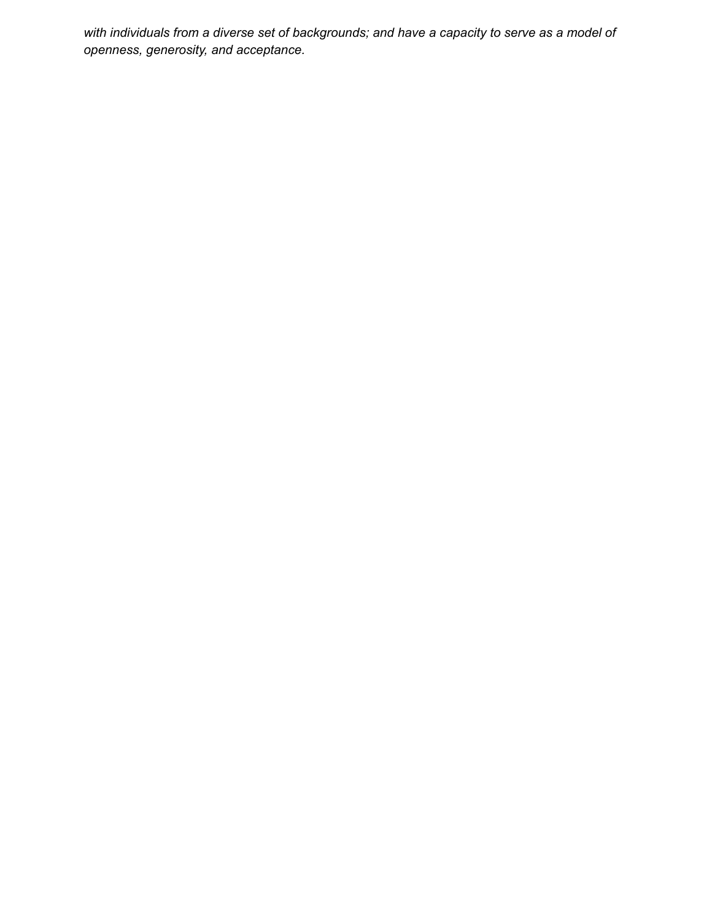*with individuals from a diverse set of backgrounds; and have a capacity to serve as a model of openness, generosity, and acceptance.*